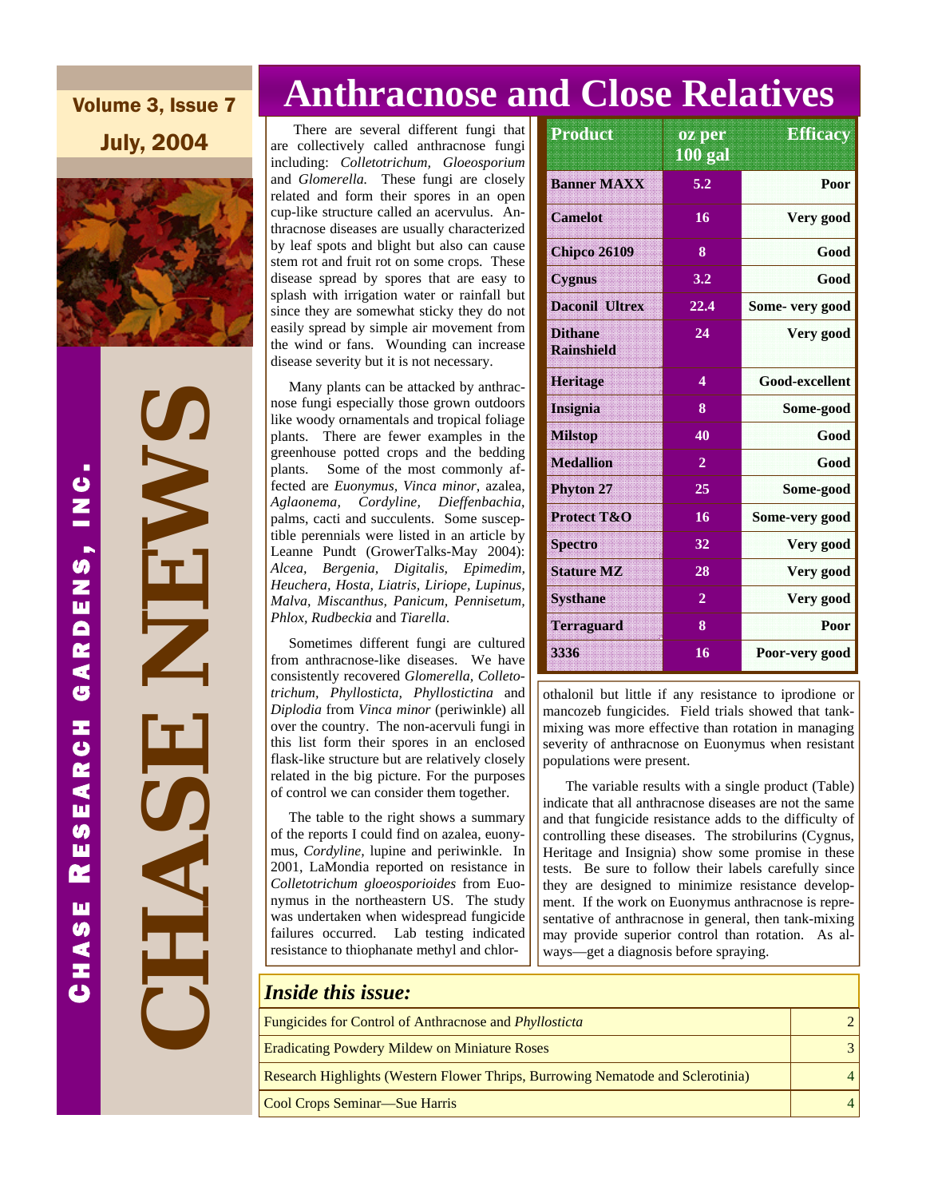# CHASE NEWS

**CHASE RESEARCH GARDENS, INC.**

Volume 3, Issue 7

July, 2004

## Anthracnose and Close Relatives

There are several different fungi that are collectively called anthracnose fungi including: *Colletotrichum*, *Gloeosporium* and *Glomerella*. These fungi are closely related and form their spores in an open cup-like structure called an acervulus. Anthracnose diseases are usually characterized by leaf spots and blight but also can cause stem rot and fruit rot on some crops. These disease spread by spores that are easy to splash with irrigation water or rainfall but since they are somewhat sticky they do not easily spread by simple air movement from the wind or fans. Wounding can increase disease severity but it is not necessary.

Many plants can be attacked by anthracnose fungi especially those grown outdoors like woody ornamentals and tropical foliage plants. There are fewer examples in the greenhouse potted crops and the bedding plants. Some of the most commonly affected are *Euonymus*, *Vinca minor*, azalea, *Aglaonema*, *Cordyline*, *Dieffenbachia*, palms, cacti and succulents. Some susceptible perennials were listed in an article by Leanne Pundt (GrowerTalks-May 2004): *Alcea*, *Bergenia*, *Digitalis*, *Epimedim*, *Heuchera*, *Hosta*, *Liatris*, *Liriope*, *Lupinus*, *Malva*, *Miscanthus*, *Panicum*, *Pennisetum*, *Phlox*, *Rudbeckia* and *Tiarella*.

Sometimes different fungi are cultured from anthracnose-like diseases. We have consistently recovered *Glomerella*, *Colletotrichum*, *Phyllosticta*, *Phyllostictina* and *Diplodia* from *Vinca minor* (periwinkle) all over the country. The non-acervuli fungi in this list form their spores in an enclosed flask-like structure but are relatively closely related in the big picture. For the purposes of control we can consider them together.

The table to the right shows a summary of the reports I could find on azalea, euonymus, *Cordyline*, lupine and periwinkle. In 2001, LaMondia reported on resistance in *Colletotrichum gloeosporioides* from Euonymus in the northeastern US. The study was undertaken when widespread fungicide failures occurred. Lab testing indicated resistance to thiophanate methyl and chlorothalonil but little if any resistance to iprodione or mancozeb fungicides. Field trials showed that tank-mixing was more effective than rotation in managing severity of anthracnose on Euonymus when resistant populations were present.

| Product | oz per 100 gal | Efficacy |
|---|---|---|
| Banner MAXX | 5.2 | Poor |
| Camelot | 16 | Very good |
| Chipco 26109 | 8 | Good |
| Cygnus | 3.2 | Good |
| Daconil Ultrex | 22.4 | Some- very good |
| Dithane Rainshield | 24 | Very good |
| Heritage | 4 | Good-excellent |
| Insignia | 8 | Some-good |
| Milstop | 40 | Good |
| Medallion | 2 | Good |
| Phyton 27 | 25 | Some-good |
| Protect T&O | 16 | Some-very good |
| Spectro | 32 | Very good |
| Stature MZ | 28 | Very good |
| Systhane | 2 | Very good |
| Terraguard | 8 | Poor |
| 3336 | 16 | Poor-very good |

The variable results with a single product (Table) indicate that all anthracnose diseases are not the same and that fungicide resistance adds to the difficulty of controlling these diseases. The strobilurins (Cygnus, Heritage and Insignia) show some promise in these tests. Be sure to follow their labels carefully since they are designed to minimize resistance development. If the work on Euonymus anthracnose is representative of anthracnose in general, then tank-mixing may provide superior control than rotation. As always—get a diagnosis before spraying.

### *Inside this issue:*

| | |
|---|---|
| Fungicides for Control of Anthracnose and *Phyllosticta* | 2 |
| Eradicating Powdery Mildew on Miniature Roses | 3 |
| Research Highlights (Western Flower Thrips, Burrowing Nematode and Sclerotinia) | 4 |
| Cool Crops Seminar—Sue Harris | 4 |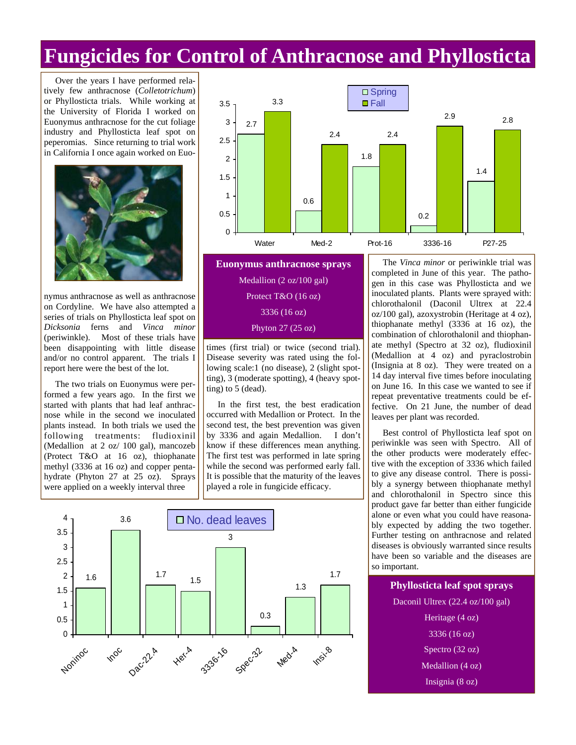# Fungicides for Control of Anthracnose and Phyllosticta

Over the years I have performed relatively few anthracnose (*Colletotrichum*) or Phyllosticta trials. While working at the University of Florida I worked on Euonymus anthracnose for the cut foliage industry and Phyllosticta leaf spot on peperomias. Since returning to trial work in California I once again worked on Euonymus anthracnose as well as anthracnose on Cordyline. We have also attempted a series of trials on Phyllosticta leaf spot on *Dicksonia* ferns and *Vinca minor* (periwinkle). Most of these trials have been disappointing with little disease and/or no control apparent. The trials I report here were the best of the lot.

The two trials on Euonymus were performed a few years ago. In the first we started with plants that had leaf anthracnose while in the second we inoculated plants instead. In both trials we used the following treatments: fludioxinil (Medallion at 2 oz/ 100 gal), mancozeb (Protect T&O at 16 oz), thiophanate methyl (3336 at 16 oz) and copper pentahydrate (Phyton 27 at 25 oz). Sprays were applied on a weekly interval three times (first trial) or twice (second trial). Disease severity was rated using the following scale:1 (no disease), 2 (slight spotting), 3 (moderate spotting), 4 (heavy spotting) to 5 (dead).

In the first test, the best eradication occurred with Medallion or Protect. In the second test, the best prevention was given by 3336 and again Medallion. I don't know if these differences mean anything. The first test was performed in late spring while the second was performed early fall. It is possible that the maturity of the leaves played a role in fungicide efficacy.

| Treatment | Spring | Fall |
|---|---|---|
| Water | 2.7 | 3.3 |
| Med-2 | 0.6 | 2.4 |
| Prot-16 | 1.8 | 2.4 |
| 3336-16 | 0.2 | 2.9 |
| P27-25 | 1.4 | 2.8 |

**Euonymus anthracnose sprays**

Medallion (2 oz/100 gal)
Protect T&O (16 oz)
3336 (16 oz)
Phyton 27 (25 oz)

The *Vinca minor* or periwinkle trial was completed in June of this year. The pathogen in this case was Phyllosticta and we inoculated plants. Plants were sprayed with: chlorothalonil (Daconil Ultrex at 22.4 oz/100 gal), azoxystrobin (Heritage at 4 oz), thiophanate methyl (3336 at 16 oz), the combination of chlorothalonil and thiophanate methyl (Spectro at 32 oz), fludioxinil (Medallion at 4 oz) and pyraclostrobin (Insignia at 8 oz). They were treated on a 14 day interval five times before inoculating on June 16. In this case we wanted to see if repeat preventative treatments could be effective. On 21 June, the number of dead leaves per plant was recorded.

Best control of Phyllosticta leaf spot on periwinkle was seen with Spectro. All of the other products were moderately effective with the exception of 3336 which failed to give any disease control. There is possibly a synergy between thiophanate methyl and chlorothalonil in Spectro since this product gave far better than either fungicide alone or even what you could have reasonably expected by adding the two together. Further testing on anthracnose and related diseases is obviously warranted since results have been so variable and the diseases are so important.

| Treatment | No. dead leaves |
|---|---|
| Noninoc | 1.6 |
| Inoc | 3.6 |
| Dac-22.4 | 1.7 |
| Her-4 | 1.5 |
| 3336-16 | 3 |
| Spec-32 | 0.3 |
| Med-4 | 1.3 |
| Insi-8 | 1.7 |

**Phyllosticta leaf spot sprays**

Daconil Ultrex (22.4 oz/100 gal)
Heritage (4 oz)
3336 (16 oz)
Spectro (32 oz)
Medallion (4 oz)
Insignia (8 oz)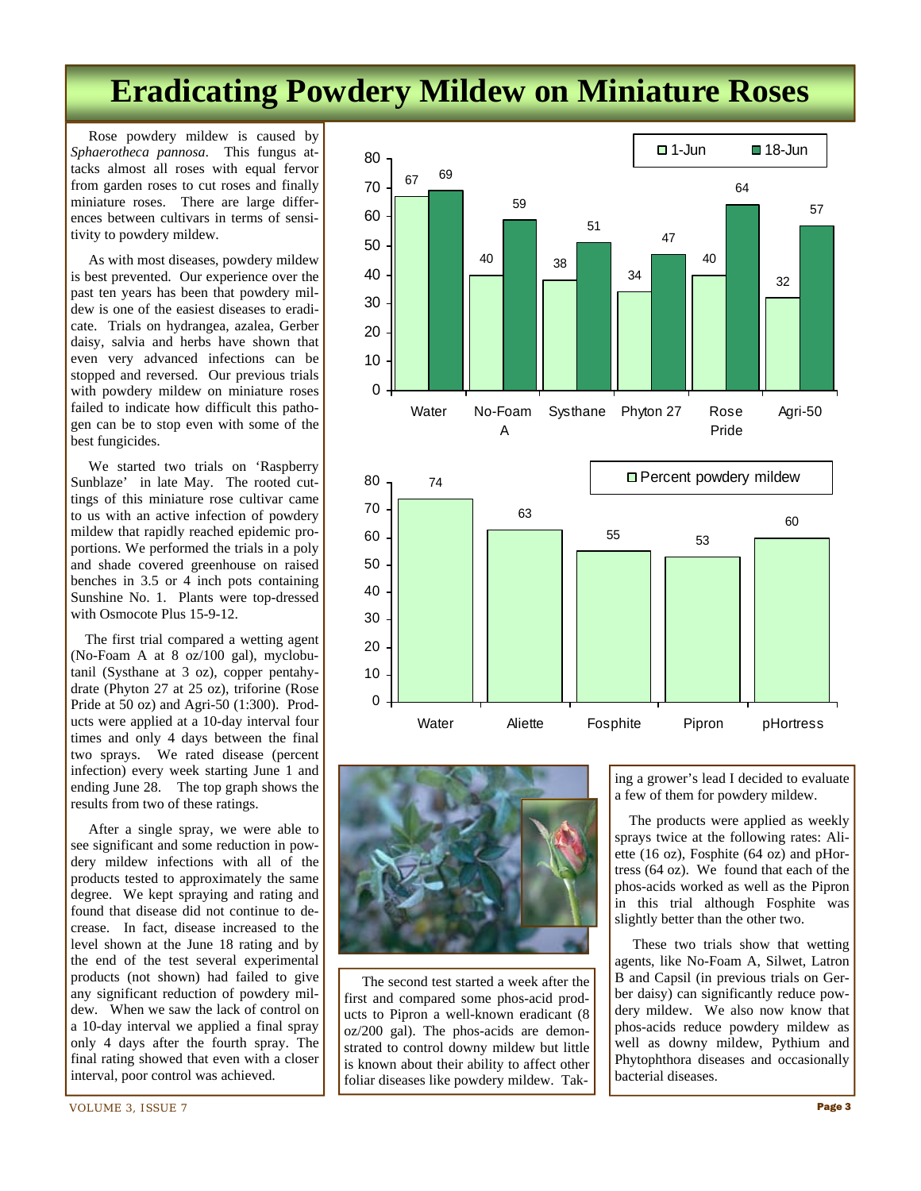# Eradicating Powdery Mildew on Miniature Roses

Rose powdery mildew is caused by *Sphaerotheca pannosa*. This fungus attacks almost all roses with equal fervor from garden roses to cut roses and finally miniature roses. There are large differences between cultivars in terms of sensitivity to powdery mildew.

As with most diseases, powdery mildew is best prevented. Our experience over the past ten years has been that powdery mildew is one of the easiest diseases to eradicate. Trials on hydrangea, azalea, Gerber daisy, salvia and herbs have shown that even very advanced infections can be stopped and reversed. Our previous trials with powdery mildew on miniature roses failed to indicate how difficult this pathogen can be to stop even with some of the best fungicides.

We started two trials on 'Raspberry Sunblaze' in late May. The rooted cuttings of this miniature rose cultivar came to us with an active infection of powdery mildew that rapidly reached epidemic proportions. We performed the trials in a poly and shade covered greenhouse on raised benches in 3.5 or 4 inch pots containing Sunshine No. 1. Plants were top-dressed with Osmocote Plus 15-9-12.

The first trial compared a wetting agent (No-Foam A at 8 oz/100 gal), myclobutanil (Systhane at 3 oz), copper pentahydrate (Phyton 27 at 25 oz), triforine (Rose Pride at 50 oz) and Agri-50 (1:300). Products were applied at a 10-day interval four times and only 4 days between the final two sprays. We rated disease (percent infection) every week starting June 1 and ending June 28. The top graph shows the results from two of these ratings.

| | Water | No-Foam A | Systhane | Phyton 27 | Rose Pride | Agri-50 |
|---|---|---|---|---|---|---|
| 1-Jun | 67 | 40 | 38 | 34 | 40 | 32 |
| 18-Jun | 69 | 59 | 51 | 47 | 64 | 57 |

After a single spray, we were able to see significant and some reduction in powdery mildew infections with all of the products tested to approximately the same degree. We kept spraying and rating and found that disease did not continue to decrease. In fact, disease increased to the level shown at the June 18 rating and by the end of the test several experimental products (not shown) had failed to give any significant reduction of powdery mildew. When we saw the lack of control on a 10-day interval we applied a final spray only 4 days after the fourth spray. The final rating showed that even with a closer interval, poor control was achieved.

| | Water | Aliette | Fosphite | Pipron | pHortress |
|---|---|---|---|---|---|
| Percent powdery mildew | 74 | 63 | 55 | 53 | 60 |

The second test started a week after the first and compared some phos-acid products to Pipron a well-known eradicant (8 oz/200 gal). The phos-acids are demonstrated to control downy mildew but little is known about their ability to affect other foliar diseases like powdery mildew. Taking a grower's lead I decided to evaluate a few of them for powdery mildew.

The products were applied as weekly sprays twice at the following rates: Aliette (16 oz), Fosphite (64 oz) and pHortress (64 oz). We found that each of the phos-acids worked as well as the Pipron in this trial although Fosphite was slightly better than the other two.

These two trials show that wetting agents, like No-Foam A, Silwet, Latron B and Capsil (in previous trials on Gerber daisy) can significantly reduce powdery mildew. We also now know that phos-acids reduce powdery mildew as well as downy mildew, Pythium and Phytophthora diseases and occasionally bacterial diseases.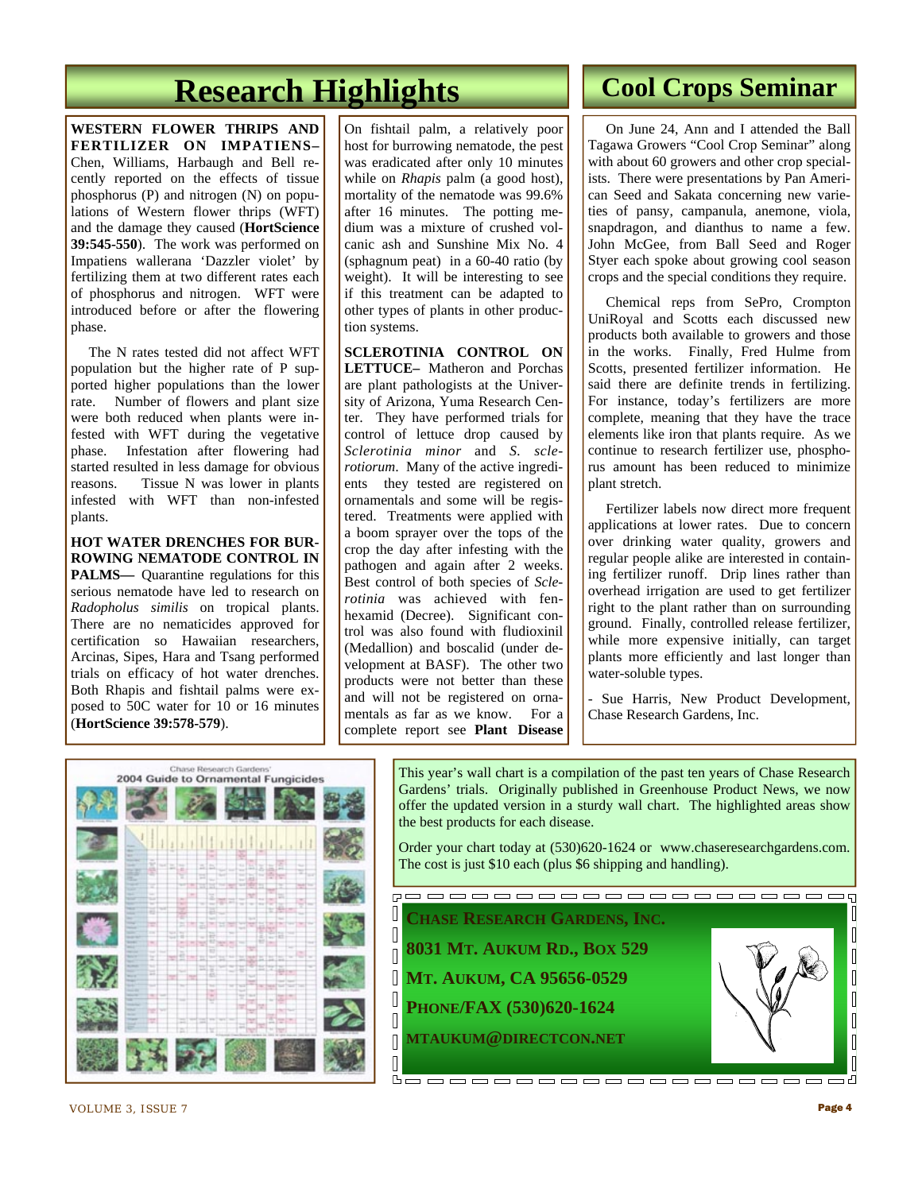# Research Highlights

**WESTERN FLOWER THRIPS AND FERTILIZER ON IMPATIENS–** Chen, Williams, Harbaugh and Bell recently reported on the effects of tissue phosphorus (P) and nitrogen (N) on populations of Western flower thrips (WFT) and the damage they caused (**HortScience 39:545-550**). The work was performed on Impatiens wallerana 'Dazzler violet' by fertilizing them at two different rates each of phosphorus and nitrogen. WFT were introduced before or after the flowering phase.

The N rates tested did not affect WFT population but the higher rate of P supported higher populations than the lower rate. Number of flowers and plant size were both reduced when plants were infested with WFT during the vegetative phase. Infestation after flowering had started resulted in less damage for obvious reasons. Tissue N was lower in plants infested with WFT than non-infested plants.

**HOT WATER DRENCHES FOR BURROWING NEMATODE CONTROL IN PALMS—** Quarantine regulations for this serious nematode have led to research on *Radopholus similis* on tropical plants. There are no nematicides approved for certification so Hawaiian researchers, Arcinas, Sipes, Hara and Tsang performed trials on efficacy of hot water drenches. Both Rhapis and fishtail palms were exposed to 50C water for 10 or 16 minutes (**HortScience 39:578-579**).

On fishtail palm, a relatively poor host for burrowing nematode, the pest was eradicated after only 10 minutes while on *Rhapis* palm (a good host), mortality of the nematode was 99.6% after 16 minutes. The potting medium was a mixture of crushed volcanic ash and Sunshine Mix No. 4 (sphagnum peat) in a 60-40 ratio (by weight). It will be interesting to see if this treatment can be adapted to other types of plants in other production systems.

**SCLEROTINIA CONTROL ON LETTUCE–** Matheron and Porchas are plant pathologists at the University of Arizona, Yuma Research Center. They have performed trials for control of lettuce drop caused by *Sclerotinia minor* and *S. sclerotiorum*. Many of the active ingredients they tested are registered on ornamentals and some will be registered. Treatments were applied with a boom sprayer over the tops of the crop the day after infesting with the pathogen and again after 2 weeks. Best control of both species of *Sclerotinia* was achieved with fenhexamid (Decree). Significant control was also found with fludioxinil (Medallion) and boscalid (under development at BASF). The other two products were not better than these and will not be registered on ornamentals as far as we know. For a complete report see **Plant Disease**

# Cool Crops Seminar

On June 24, Ann and I attended the Ball Tagawa Growers "Cool Crop Seminar" along with about 60 growers and other crop specialists. There were presentations by Pan American Seed and Sakata concerning new varieties of pansy, campanula, anemone, viola, snapdragon, and dianthus to name a few. John McGee, from Ball Seed and Roger Styer each spoke about growing cool season crops and the special conditions they require.

Chemical reps from SePro, Crompton UniRoyal and Scotts each discussed new products both available to growers and those in the works. Finally, Fred Hulme from Scotts, presented fertilizer information. He said there are definite trends in fertilizing. For instance, today's fertilizers are more complete, meaning that they have the trace elements like iron that plants require. As we continue to research fertilizer use, phosphorus amount has been reduced to minimize plant stretch.

Fertilizer labels now direct more frequent applications at lower rates. Due to concern over drinking water quality, growers and regular people alike are interested in containing fertilizer runoff. Drip lines rather than overhead irrigation are used to get fertilizer right to the plant rather than on surrounding ground. Finally, controlled release fertilizer, while more expensive initially, can target plants more efficiently and last longer than water-soluble types.

\- Sue Harris, New Product Development, Chase Research Gardens, Inc.

Chase Research Gardens'
2004 Guide to Ornamental Fungicides

This year's wall chart is a compilation of the past ten years of Chase Research Gardens' trials. Originally published in Greenhouse Product News, we now offer the updated version in a sturdy wall chart. The highlighted areas show the best products for each disease.

Order your chart today at (530)620-1624 or www.chaseresearchgardens.com. The cost is just $10 each (plus $6 shipping and handling).

**CHASE RESEARCH GARDENS, INC.**
**8031 MT. AUKUM RD., BOX 529**
**MT. AUKUM, CA 95656-0529**
**PHONE/FAX (530)620-1624**
**MTAUKUM@DIRECTCON.NET**